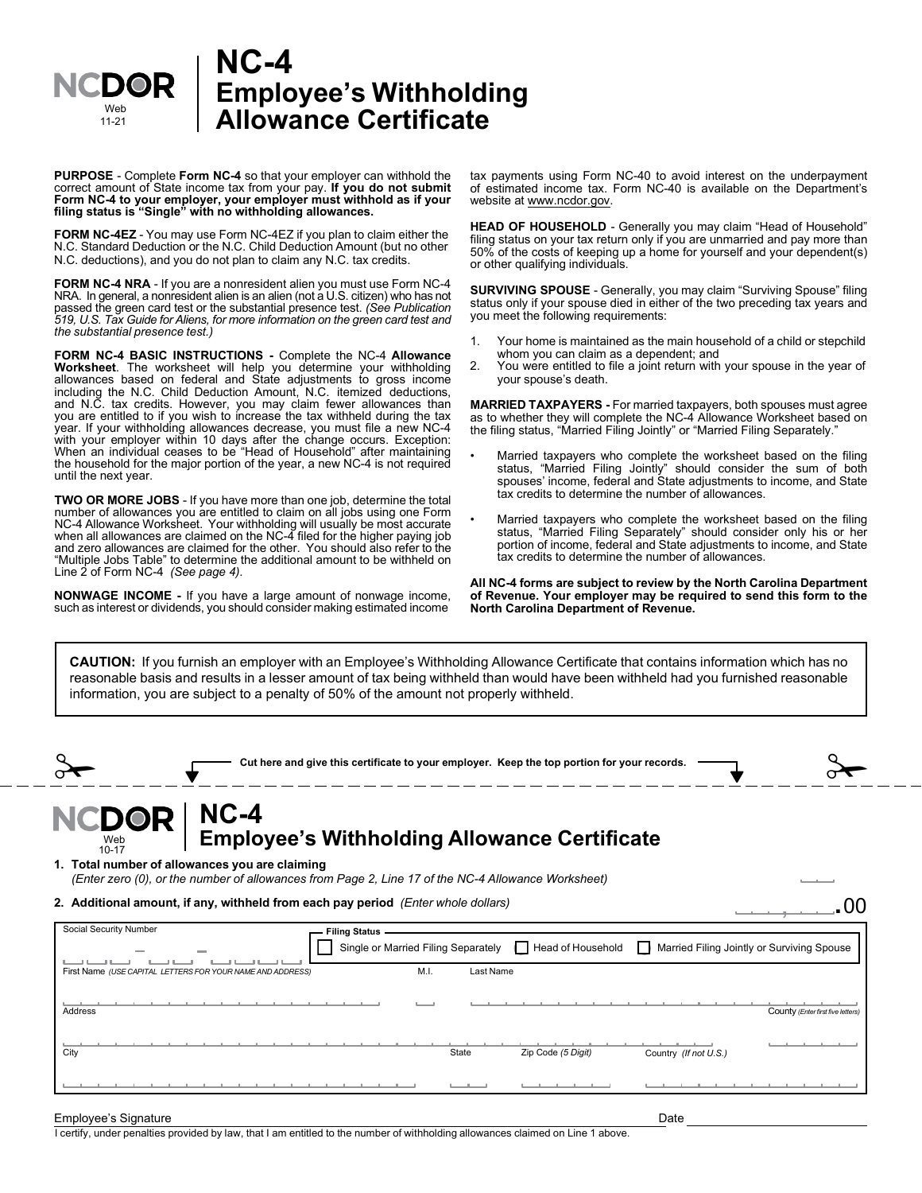NCDOR Web 11-21

# NC-4 Employee's Withholding Allowance Certificate

**PURPOSE** - Complete **Form NC-4** so that your employer can withhold the correct amount of State income tax from your pay. **If you do not submit Form NC-4 to your employer, your employer must withhold as if your filing status is "Single" with no withholding allowances.**

**FORM NC-4EZ** - You may use Form NC-4EZ if you plan to claim either the N.C. Standard Deduction or the N.C. Child Deduction Amount (but no other N.C. deductions), and you do not plan to claim any N.C. tax credits.

**FORM NC-4 NRA** - If you are a nonresident alien you must use Form NC-4 NRA. In general, a nonresident alien is an alien (not a U.S. citizen) who has not passed the green card test or the substantial presence test. *(See Publication 519, U.S. Tax Guide for Aliens, for more information on the green card test and the substantial presence test.)*

**FORM NC-4 BASIC INSTRUCTIONS -** Complete the NC-4 **Allowance Worksheet**. The worksheet will help you determine your withholding allowances based on federal and State adjustments to gross income including the N.C. Child Deduction Amount, N.C. itemized deductions, and N.C. tax credits. However, you may claim fewer allowances than you are entitled to if you wish to increase the tax withheld during the tax year. If your withholding allowances decrease, you must file a new NC-4 with your employer within 10 days after the change occurs. Exception: When an individual ceases to be "Head of Household" after maintaining the household for the major portion of the year, a new NC-4 is not required until the next year.

**TWO OR MORE JOBS** - If you have more than one job, determine the total number of allowances you are entitled to claim on all jobs using one Form NC-4 Allowance Worksheet. Your withholding will usually be most accurate when all allowances are claimed on the NC-4 filed for the higher paying job and zero allowances are claimed for the other. You should also refer to the "Multiple Jobs Table" to determine the additional amount to be withheld on Line 2 of Form NC-4 *(See page 4)*.

**NONWAGE INCOME -** If you have a large amount of nonwage income, such as interest or dividends, you should consider making estimated income tax payments using Form NC-40 to avoid interest on the underpayment of estimated income tax. Form NC-40 is available on the Department's website at www.ncdor.gov.

**HEAD OF HOUSEHOLD** - Generally you may claim "Head of Household" filing status on your tax return only if you are unmarried and pay more than 50% of the costs of keeping up a home for yourself and your dependent(s) or other qualifying individuals.

**SURVIVING SPOUSE** - Generally, you may claim "Surviving Spouse" filing status only if your spouse died in either of the two preceding tax years and you meet the following requirements:

1. Your home is maintained as the main household of a child or stepchild whom you can claim as a dependent; and
2. You were entitled to file a joint return with your spouse in the year of your spouse's death.

**MARRIED TAXPAYERS -** For married taxpayers, both spouses must agree as to whether they will complete the NC-4 Allowance Worksheet based on the filing status, "Married Filing Jointly" or "Married Filing Separately."

- Married taxpayers who complete the worksheet based on the filing status, "Married Filing Jointly" should consider the sum of both spouses' income, federal and State adjustments to income, and State tax credits to determine the number of allowances.
- Married taxpayers who complete the worksheet based on the filing status, "Married Filing Separately" should consider only his or her portion of income, federal and State adjustments to income, and State tax credits to determine the number of allowances.

**All NC-4 forms are subject to review by the North Carolina Department of Revenue. Your employer may be required to send this form to the North Carolina Department of Revenue.**

**CAUTION:** If you furnish an employer with an Employee's Withholding Allowance Certificate that contains information which has no reasonable basis and results in a lesser amount of tax being withheld than would have been withheld had you furnished reasonable information, you are subject to a penalty of 50% of the amount not properly withheld.

Cut here and give this certificate to your employer. Keep the top portion for your records.

---

NCDOR Web 10-17

# NC-4 Employee's Withholding Allowance Certificate

**1. Total number of allowances you are claiming**
*(Enter zero (0), or the number of allowances from Page 2, Line 17 of the NC-4 Allowance Worksheet)* ____

**2. Additional amount, if any, withheld from each pay period** *(Enter whole dollars)* ____,____.00

Social Security Number ___ - __ - ____

Filing Status
☐ Single or Married Filing Separately ☐ Head of Household ☐ Married Filing Jointly or Surviving Spouse

First Name *(USE CAPITAL LETTERS FOR YOUR NAME AND ADDRESS)* | M.I. | Last Name

Address | County *(Enter first five letters)*

City | State | Zip Code *(5 Digit)* | Country *(If not U.S.)*

Employee's Signature ____________________ Date ____________

I certify, under penalties provided by law, that I am entitled to the number of withholding allowances claimed on Line 1 above.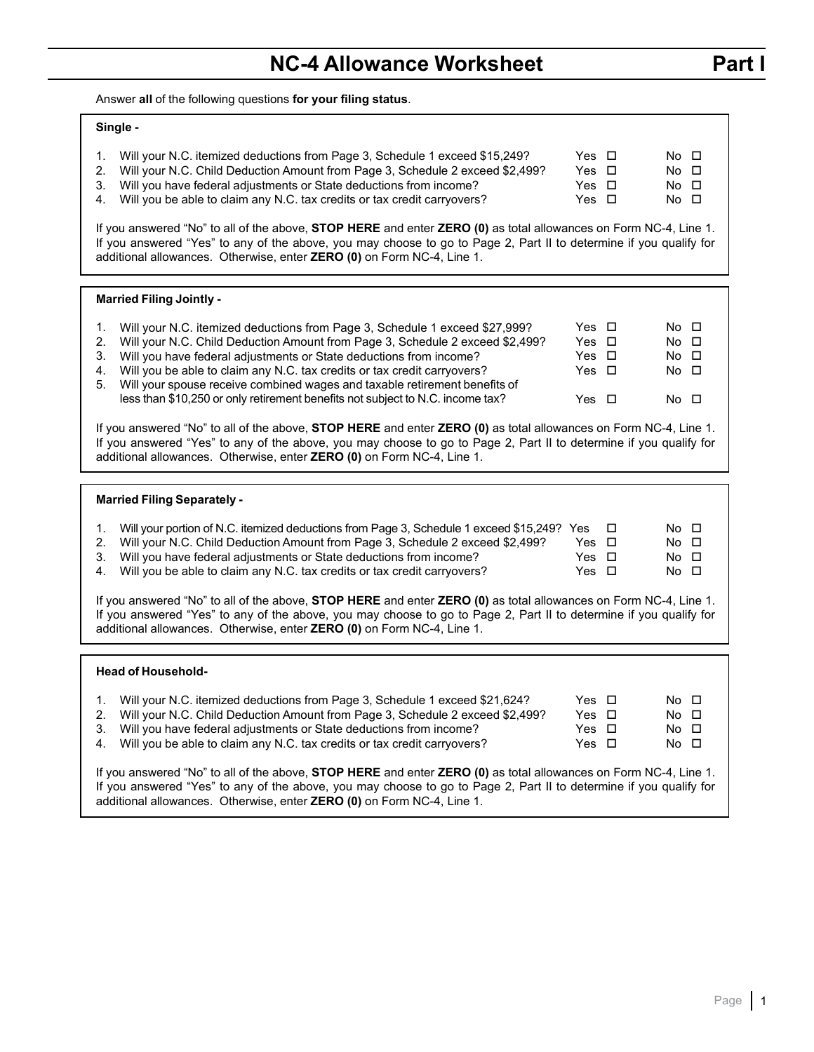# NC-4 Allowance Worksheet — Part I

Answer **all** of the following questions **for your filing status**.

### Single -

1. Will your N.C. itemized deductions from Page 3, Schedule 1 exceed $15,249? Yes ☐ No ☐
2. Will your N.C. Child Deduction Amount from Page 3, Schedule 2 exceed $2,499? Yes ☐ No ☐
3. Will you have federal adjustments or State deductions from income? Yes ☐ No ☐
4. Will you be able to claim any N.C. tax credits or tax credit carryovers? Yes ☐ No ☐

If you answered "No" to all of the above, **STOP HERE** and enter **ZERO (0)** as total allowances on Form NC-4, Line 1. If you answered "Yes" to any of the above, you may choose to go to Page 2, Part II to determine if you qualify for additional allowances. Otherwise, enter **ZERO (0)** on Form NC-4, Line 1.

### Married Filing Jointly -

1. Will your N.C. itemized deductions from Page 3, Schedule 1 exceed $27,999? Yes ☐ No ☐
2. Will your N.C. Child Deduction Amount from Page 3, Schedule 2 exceed $2,499? Yes ☐ No ☐
3. Will you have federal adjustments or State deductions from income? Yes ☐ No ☐
4. Will you be able to claim any N.C. tax credits or tax credit carryovers? Yes ☐ No ☐
5. Will your spouse receive combined wages and taxable retirement benefits of less than $10,250 or only retirement benefits not subject to N.C. income tax? Yes ☐ No ☐

If you answered "No" to all of the above, **STOP HERE** and enter **ZERO (0)** as total allowances on Form NC-4, Line 1. If you answered "Yes" to any of the above, you may choose to go to Page 2, Part II to determine if you qualify for additional allowances. Otherwise, enter **ZERO (0)** on Form NC-4, Line 1.

### Married Filing Separately -

1. Will your portion of N.C. itemized deductions from Page 3, Schedule 1 exceed $15,249? Yes ☐ No ☐
2. Will your N.C. Child Deduction Amount from Page 3, Schedule 2 exceed $2,499? Yes ☐ No ☐
3. Will you have federal adjustments or State deductions from income? Yes ☐ No ☐
4. Will you be able to claim any N.C. tax credits or tax credit carryovers? Yes ☐ No ☐

If you answered "No" to all of the above, **STOP HERE** and enter **ZERO (0)** as total allowances on Form NC-4, Line 1. If you answered "Yes" to any of the above, you may choose to go to Page 2, Part II to determine if you qualify for additional allowances. Otherwise, enter **ZERO (0)** on Form NC-4, Line 1.

### Head of Household-

1. Will your N.C. itemized deductions from Page 3, Schedule 1 exceed $21,624? Yes ☐ No ☐
2. Will your N.C. Child Deduction Amount from Page 3, Schedule 2 exceed $2,499? Yes ☐ No ☐
3. Will you have federal adjustments or State deductions from income? Yes ☐ No ☐
4. Will you be able to claim any N.C. tax credits or tax credit carryovers? Yes ☐ No ☐

If you answered "No" to all of the above, **STOP HERE** and enter **ZERO (0)** as total allowances on Form NC-4, Line 1. If you answered "Yes" to any of the above, you may choose to go to Page 2, Part II to determine if you qualify for additional allowances. Otherwise, enter **ZERO (0)** on Form NC-4, Line 1.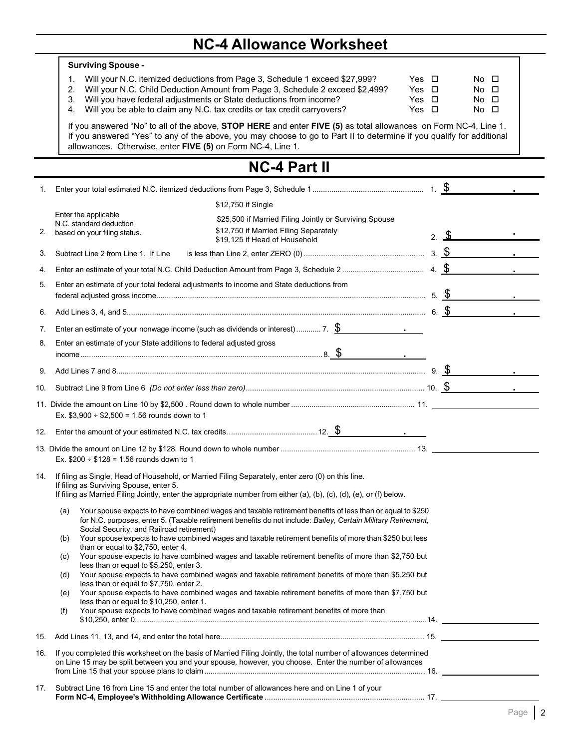# NC-4 Allowance Worksheet

**Surviving Spouse -**

1. Will your N.C. itemized deductions from Page 3, Schedule 1 exceed $27,999? Yes ☐ No ☐
2. Will your N.C. Child Deduction Amount from Page 3, Schedule 2 exceed $2,499? Yes ☐ No ☐
3. Will you have federal adjustments or State deductions from income? Yes ☐ No ☐
4. Will you be able to claim any N.C. tax credits or tax credit carryovers? Yes ☐ No ☐

If you answered "No" to all of the above, **STOP HERE** and enter **FIVE (5)** as total allowances on Form NC-4, Line 1. If you answered "Yes" to any of the above, you may choose to go to Part II to determine if you qualify for additional allowances. Otherwise, enter **FIVE (5)** on Form NC-4, Line 1.

# NC-4 Part II

1. Enter your total estimated N.C. itemized deductions from Page 3, Schedule 1 .......... 1. $ ______ .

2. Enter the applicable N.C. standard deduction based on your filing status.
   - $12,750 if Single
   - $25,500 if Married Filing Jointly or Surviving Spouse
   - $12,750 if Married Filing Separately
   - $19,125 if Head of Household

   .......... 2. $ ______ .

3. Subtract Line 2 from Line 1. If Line is less than Line 2, enter ZERO (0) .......... 3. $ ______ .

4. Enter an estimate of your total N.C. Child Deduction Amount from Page 3, Schedule 2 .......... 4. $ ______ .

5. Enter an estimate of your total federal adjustments to income and State deductions from federal adjusted gross income.......... 5. $ ______ .

6. Add Lines 3, 4, and 5.......... 6. $ ______ .

7. Enter an estimate of your nonwage income (such as dividends or interest) .......... 7. $ ______ .

8. Enter an estimate of your State additions to federal adjusted gross income .......... 8. $ ______ .

9. Add Lines 7 and 8.......... 9. $ ______ .

10. Subtract Line 9 from Line 6 *(Do not enter less than zero)*.......... 10. $ ______ .

11. Divide the amount on Line 10 by $2,500 . Round down to whole number .......... 11. ______
    Ex. $3,900 ÷ $2,500 = 1.56 rounds down to 1

12. Enter the amount of your estimated N.C. tax credits.......... 12. $ ______ .

13. Divide the amount on Line 12 by $128. Round down to whole number .......... 13. ______
    Ex. $200 ÷ $128 = 1.56 rounds down to 1

14. If filing as Single, Head of Household, or Married Filing Separately, enter zero (0) on this line.
    If filing as Surviving Spouse, enter 5.
    If filing as Married Filing Jointly, enter the appropriate number from either (a), (b), (c), (d), (e), or (f) below.
    - (a) Your spouse expects to have combined wages and taxable retirement benefits of less than or equal to $250 for N.C. purposes, enter 5. (Taxable retirement benefits do not include: *Bailey, Certain Military Retirement,* Social Security, and Railroad retirement)
    - (b) Your spouse expects to have combined wages and taxable retirement benefits of more than $250 but less than or equal to $2,750, enter 4.
    - (c) Your spouse expects to have combined wages and taxable retirement benefits of more than $2,750 but less than or equal to $5,250, enter 3.
    - (d) Your spouse expects to have combined wages and taxable retirement benefits of more than $5,250 but less than or equal to $7,750, enter 2.
    - (e) Your spouse expects to have combined wages and taxable retirement benefits of more than $7,750 but less than or equal to $10,250, enter 1.
    - (f) Your spouse expects to have combined wages and taxable retirement benefits of more than $10,250, enter 0.......... 14. ______

15. Add Lines 11, 13, and 14, and enter the total here.......... 15. ______

16. If you completed this worksheet on the basis of Married Filing Jointly, the total number of allowances determined on Line 15 may be split between you and your spouse, however, you choose. Enter the number of allowances from Line 15 that your spouse plans to claim.......... 16. ______

17. Subtract Line 16 from Line 15 and enter the total number of allowances here and on Line 1 of your **Form NC-4, Employee's Withholding Allowance Certificate** .......... 17. ______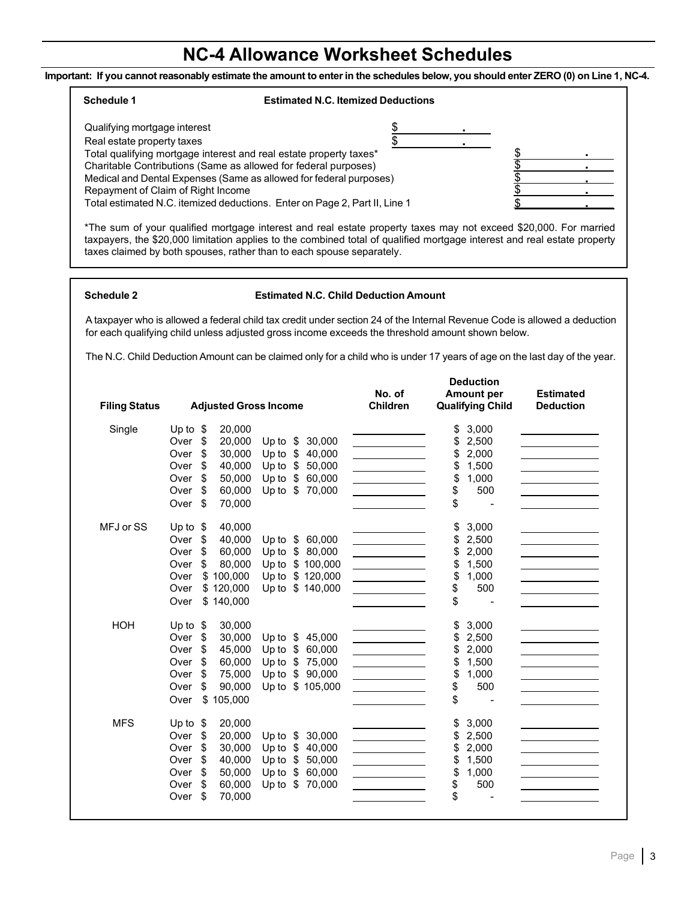# NC-4 Allowance Worksheet Schedules

**Important: If you cannot reasonably estimate the amount to enter in the schedules below, you should enter ZERO (0) on Line 1, NC-4.**

**Schedule 1** **Estimated N.C. Itemized Deductions**

| | | |
|---|---|---|
| Qualifying mortgage interest | $ . | |
| Real estate property taxes | $ . | |
| Total qualifying mortgage interest and real estate property taxes* | | $ . |
| Charitable Contributions (Same as allowed for federal purposes) | | $ . |
| Medical and Dental Expenses (Same as allowed for federal purposes) | | $ . |
| Repayment of Claim of Right Income | | $ . |
| Total estimated N.C. itemized deductions. Enter on Page 2, Part II, Line 1 | | $ . |

*The sum of your qualified mortgage interest and real estate property taxes may not exceed $20,000. For married taxpayers, the $20,000 limitation applies to the combined total of qualified mortgage interest and real estate property taxes claimed by both spouses, rather than to each spouse separately.

**Schedule 2** **Estimated N.C. Child Deduction Amount**

A taxpayer who is allowed a federal child tax credit under section 24 of the Internal Revenue Code is allowed a deduction for each qualifying child unless adjusted gross income exceeds the threshold amount shown below.

The N.C. Child Deduction Amount can be claimed only for a child who is under 17 years of age on the last day of the year.

| Filing Status | Adjusted Gross Income | | No. of Children | Deduction Amount per Qualifying Child | Estimated Deduction |
|---|---|---|---|---|---|
| Single | Up to $ 20,000 | | | $ 3,000 | |
| | Over $ 20,000 | Up to $ 30,000 | | $ 2,500 | |
| | Over $ 30,000 | Up to $ 40,000 | | $ 2,000 | |
| | Over $ 40,000 | Up to $ 50,000 | | $ 1,500 | |
| | Over $ 50,000 | Up to $ 60,000 | | $ 1,000 | |
| | Over $ 60,000 | Up to $ 70,000 | | $ 500 | |
| | Over $ 70,000 | | | $ - | |
| MFJ or SS | Up to $ 40,000 | | | $ 3,000 | |
| | Over $ 40,000 | Up to $ 60,000 | | $ 2,500 | |
| | Over $ 60,000 | Up to $ 80,000 | | $ 2,000 | |
| | Over $ 80,000 | Up to $ 100,000 | | $ 1,500 | |
| | Over $ 100,000 | Up to $ 120,000 | | $ 1,000 | |
| | Over $ 120,000 | Up to $ 140,000 | | $ 500 | |
| | Over $ 140,000 | | | $ - | |
| HOH | Up to $ 30,000 | | | $ 3,000 | |
| | Over $ 30,000 | Up to $ 45,000 | | $ 2,500 | |
| | Over $ 45,000 | Up to $ 60,000 | | $ 2,000 | |
| | Over $ 60,000 | Up to $ 75,000 | | $ 1,500 | |
| | Over $ 75,000 | Up to $ 90,000 | | $ 1,000 | |
| | Over $ 90,000 | Up to $ 105,000 | | $ 500 | |
| | Over $ 105,000 | | | $ - | |
| MFS | Up to $ 20,000 | | | $ 3,000 | |
| | Over $ 20,000 | Up to $ 30,000 | | $ 2,500 | |
| | Over $ 30,000 | Up to $ 40,000 | | $ 2,000 | |
| | Over $ 40,000 | Up to $ 50,000 | | $ 1,500 | |
| | Over $ 50,000 | Up to $ 60,000 | | $ 1,000 | |
| | Over $ 60,000 | Up to $ 70,000 | | $ 500 | |
| | Over $ 70,000 | | | $ - | |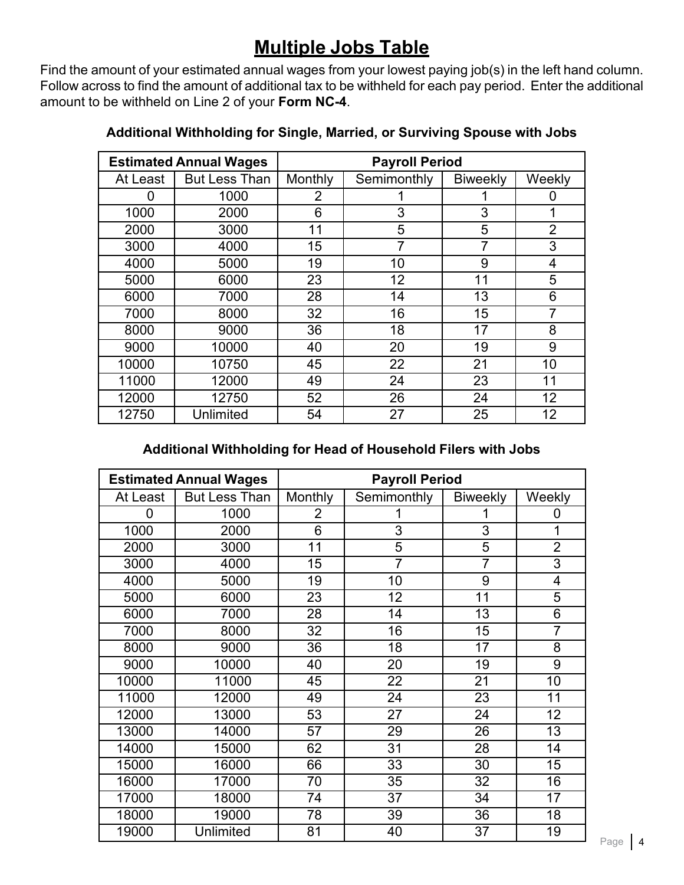# Multiple Jobs Table

Find the amount of your estimated annual wages from your lowest paying job(s) in the left hand column. Follow across to find the amount of additional tax to be withheld for each pay period. Enter the additional amount to be withheld on Line 2 of your **Form NC-4**.

### Additional Withholding for Single, Married, or Surviving Spouse with Jobs

| Estimated Annual Wages | | Payroll Period | | | |
|---|---|---|---|---|---|
| At Least | But Less Than | Monthly | Semimonthly | Biweekly | Weekly |
| 0 | 1000 | 2 | 1 | 1 | 0 |
| 1000 | 2000 | 6 | 3 | 3 | 1 |
| 2000 | 3000 | 11 | 5 | 5 | 2 |
| 3000 | 4000 | 15 | 7 | 7 | 3 |
| 4000 | 5000 | 19 | 10 | 9 | 4 |
| 5000 | 6000 | 23 | 12 | 11 | 5 |
| 6000 | 7000 | 28 | 14 | 13 | 6 |
| 7000 | 8000 | 32 | 16 | 15 | 7 |
| 8000 | 9000 | 36 | 18 | 17 | 8 |
| 9000 | 10000 | 40 | 20 | 19 | 9 |
| 10000 | 10750 | 45 | 22 | 21 | 10 |
| 11000 | 12000 | 49 | 24 | 23 | 11 |
| 12000 | 12750 | 52 | 26 | 24 | 12 |
| 12750 | Unlimited | 54 | 27 | 25 | 12 |

### Additional Withholding for Head of Household Filers with Jobs

| Estimated Annual Wages | | Payroll Period | | | |
|---|---|---|---|---|---|
| At Least | But Less Than | Monthly | Semimonthly | Biweekly | Weekly |
| 0 | 1000 | 2 | 1 | 1 | 0 |
| 1000 | 2000 | 6 | 3 | 3 | 1 |
| 2000 | 3000 | 11 | 5 | 5 | 2 |
| 3000 | 4000 | 15 | 7 | 7 | 3 |
| 4000 | 5000 | 19 | 10 | 9 | 4 |
| 5000 | 6000 | 23 | 12 | 11 | 5 |
| 6000 | 7000 | 28 | 14 | 13 | 6 |
| 7000 | 8000 | 32 | 16 | 15 | 7 |
| 8000 | 9000 | 36 | 18 | 17 | 8 |
| 9000 | 10000 | 40 | 20 | 19 | 9 |
| 10000 | 11000 | 45 | 22 | 21 | 10 |
| 11000 | 12000 | 49 | 24 | 23 | 11 |
| 12000 | 13000 | 53 | 27 | 24 | 12 |
| 13000 | 14000 | 57 | 29 | 26 | 13 |
| 14000 | 15000 | 62 | 31 | 28 | 14 |
| 15000 | 16000 | 66 | 33 | 30 | 15 |
| 16000 | 17000 | 70 | 35 | 32 | 16 |
| 17000 | 18000 | 74 | 37 | 34 | 17 |
| 18000 | 19000 | 78 | 39 | 36 | 18 |
| 19000 | Unlimited | 81 | 40 | 37 | 19 |